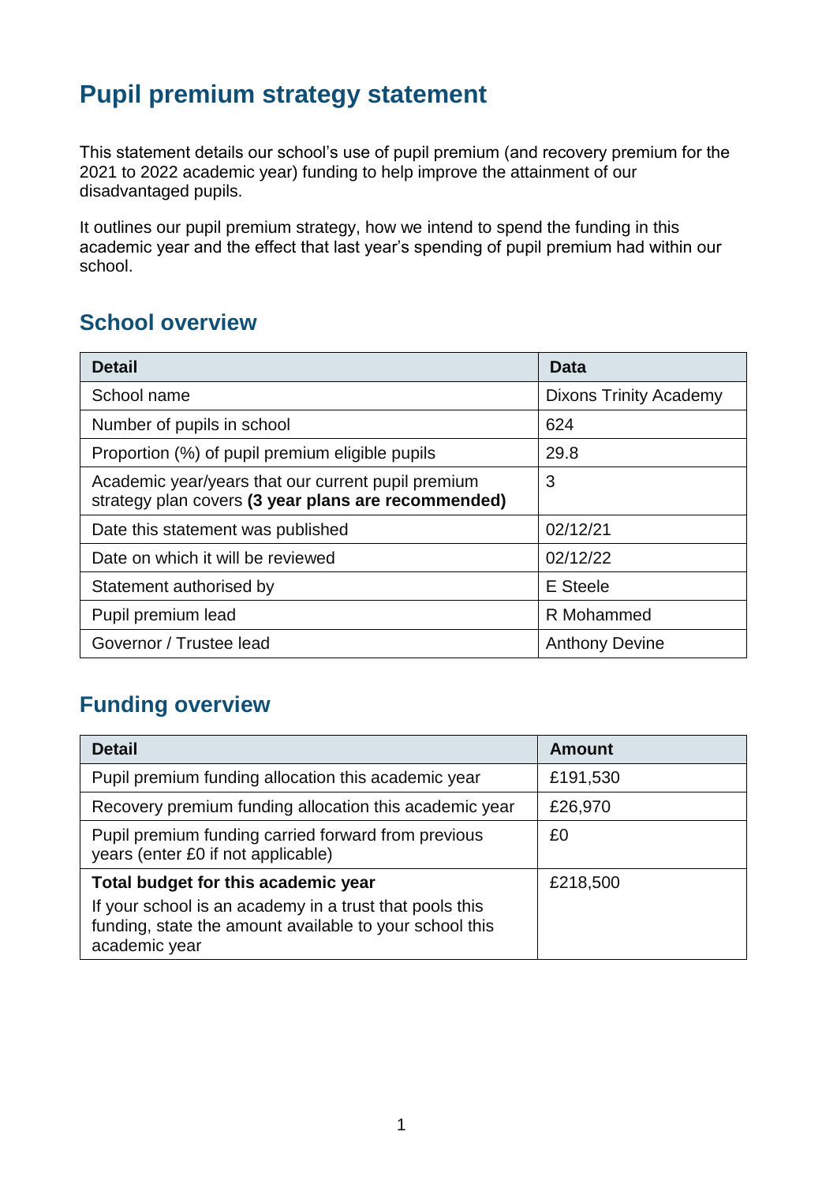# Pupil premium strategy statement

This statement details our school's use of pupil premium (and recovery premium for the 2021 to 2022 academic year) funding to help improve the attainment of our disadvantaged pupils.

It outlines our pupil premium strategy, how we intend to spend the funding in this academic year and the effect that last year's spending of pupil premium had within our school.

## School overview

| Detail | Data |
|---|---|
| School name | Dixons Trinity Academy |
| Number of pupils in school | 624 |
| Proportion (%) of pupil premium eligible pupils | 29.8 |
| Academic year/years that our current pupil premium strategy plan covers **(3 year plans are recommended)** | 3 |
| Date this statement was published | 02/12/21 |
| Date on which it will be reviewed | 02/12/22 |
| Statement authorised by | E Steele |
| Pupil premium lead | R Mohammed |
| Governor / Trustee lead | Anthony Devine |

## Funding overview

| Detail | Amount |
|---|---|
| Pupil premium funding allocation this academic year | £191,530 |
| Recovery premium funding allocation this academic year | £26,970 |
| Pupil premium funding carried forward from previous years (enter £0 if not applicable) | £0 |
| **Total budget for this academic year**<br>If your school is an academy in a trust that pools this funding, state the amount available to your school this academic year | £218,500 |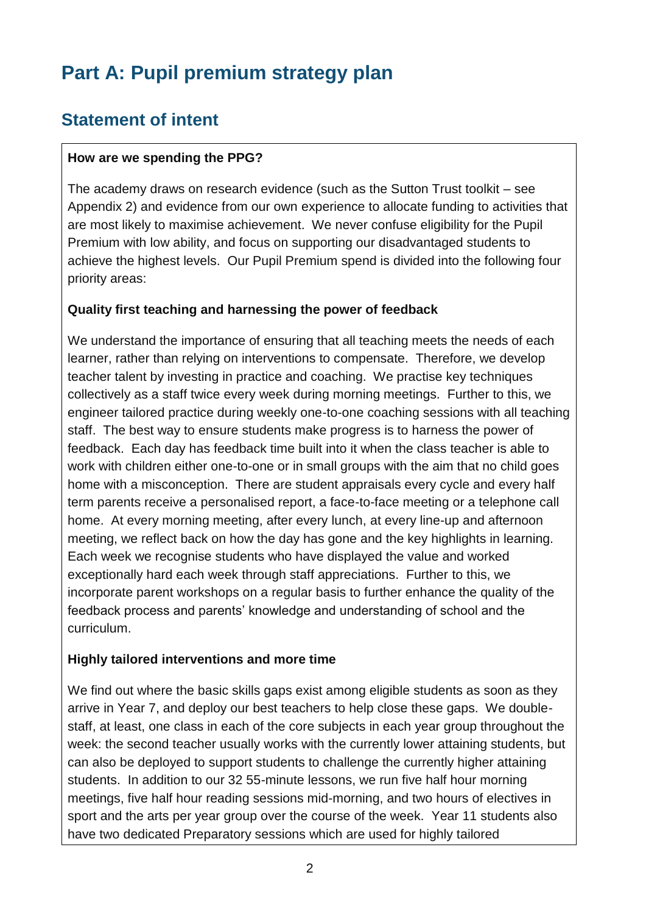# Part A: Pupil premium strategy plan

## Statement of intent

**How are we spending the PPG?**

The academy draws on research evidence (such as the Sutton Trust toolkit – see Appendix 2) and evidence from our own experience to allocate funding to activities that are most likely to maximise achievement. We never confuse eligibility for the Pupil Premium with low ability, and focus on supporting our disadvantaged students to achieve the highest levels. Our Pupil Premium spend is divided into the following four priority areas:

**Quality first teaching and harnessing the power of feedback**

We understand the importance of ensuring that all teaching meets the needs of each learner, rather than relying on interventions to compensate. Therefore, we develop teacher talent by investing in practice and coaching. We practise key techniques collectively as a staff twice every week during morning meetings. Further to this, we engineer tailored practice during weekly one-to-one coaching sessions with all teaching staff. The best way to ensure students make progress is to harness the power of feedback. Each day has feedback time built into it when the class teacher is able to work with children either one-to-one or in small groups with the aim that no child goes home with a misconception. There are student appraisals every cycle and every half term parents receive a personalised report, a face-to-face meeting or a telephone call home. At every morning meeting, after every lunch, at every line-up and afternoon meeting, we reflect back on how the day has gone and the key highlights in learning. Each week we recognise students who have displayed the value and worked exceptionally hard each week through staff appreciations. Further to this, we incorporate parent workshops on a regular basis to further enhance the quality of the feedback process and parents' knowledge and understanding of school and the curriculum.

**Highly tailored interventions and more time**

We find out where the basic skills gaps exist among eligible students as soon as they arrive in Year 7, and deploy our best teachers to help close these gaps. We double-staff, at least, one class in each of the core subjects in each year group throughout the week: the second teacher usually works with the currently lower attaining students, but can also be deployed to support students to challenge the currently higher attaining students. In addition to our 32 55-minute lessons, we run five half hour morning meetings, five half hour reading sessions mid-morning, and two hours of electives in sport and the arts per year group over the course of the week. Year 11 students also have two dedicated Preparatory sessions which are used for highly tailored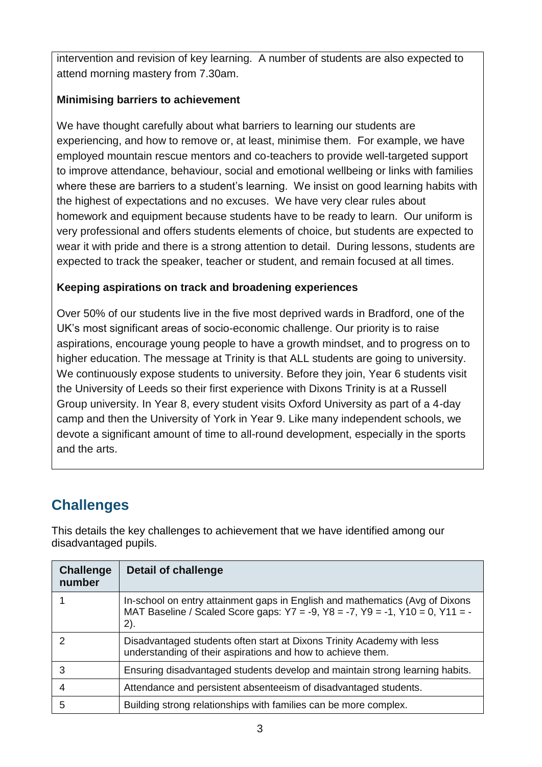intervention and revision of key learning. A number of students are also expected to attend morning mastery from 7.30am.

**Minimising barriers to achievement**

We have thought carefully about what barriers to learning our students are experiencing, and how to remove or, at least, minimise them. For example, we have employed mountain rescue mentors and co-teachers to provide well-targeted support to improve attendance, behaviour, social and emotional wellbeing or links with families where these are barriers to a student's learning. We insist on good learning habits with the highest of expectations and no excuses. We have very clear rules about homework and equipment because students have to be ready to learn. Our uniform is very professional and offers students elements of choice, but students are expected to wear it with pride and there is a strong attention to detail. During lessons, students are expected to track the speaker, teacher or student, and remain focused at all times.

**Keeping aspirations on track and broadening experiences**

Over 50% of our students live in the five most deprived wards in Bradford, one of the UK's most significant areas of socio-economic challenge. Our priority is to raise aspirations, encourage young people to have a growth mindset, and to progress on to higher education. The message at Trinity is that ALL students are going to university. We continuously expose students to university. Before they join, Year 6 students visit the University of Leeds so their first experience with Dixons Trinity is at a Russell Group university. In Year 8, every student visits Oxford University as part of a 4-day camp and then the University of York in Year 9. Like many independent schools, we devote a significant amount of time to all-round development, especially in the sports and the arts.

## Challenges

This details the key challenges to achievement that we have identified among our disadvantaged pupils.

| Challenge number | Detail of challenge |
| --- | --- |
| 1 | In-school on entry attainment gaps in English and mathematics (Avg of Dixons MAT Baseline / Scaled Score gaps: Y7 = -9, Y8 = -7, Y9 = -1, Y10 = 0, Y11 = -2). |
| 2 | Disadvantaged students often start at Dixons Trinity Academy with less understanding of their aspirations and how to achieve them. |
| 3 | Ensuring disadvantaged students develop and maintain strong learning habits. |
| 4 | Attendance and persistent absenteeism of disadvantaged students. |
| 5 | Building strong relationships with families can be more complex. |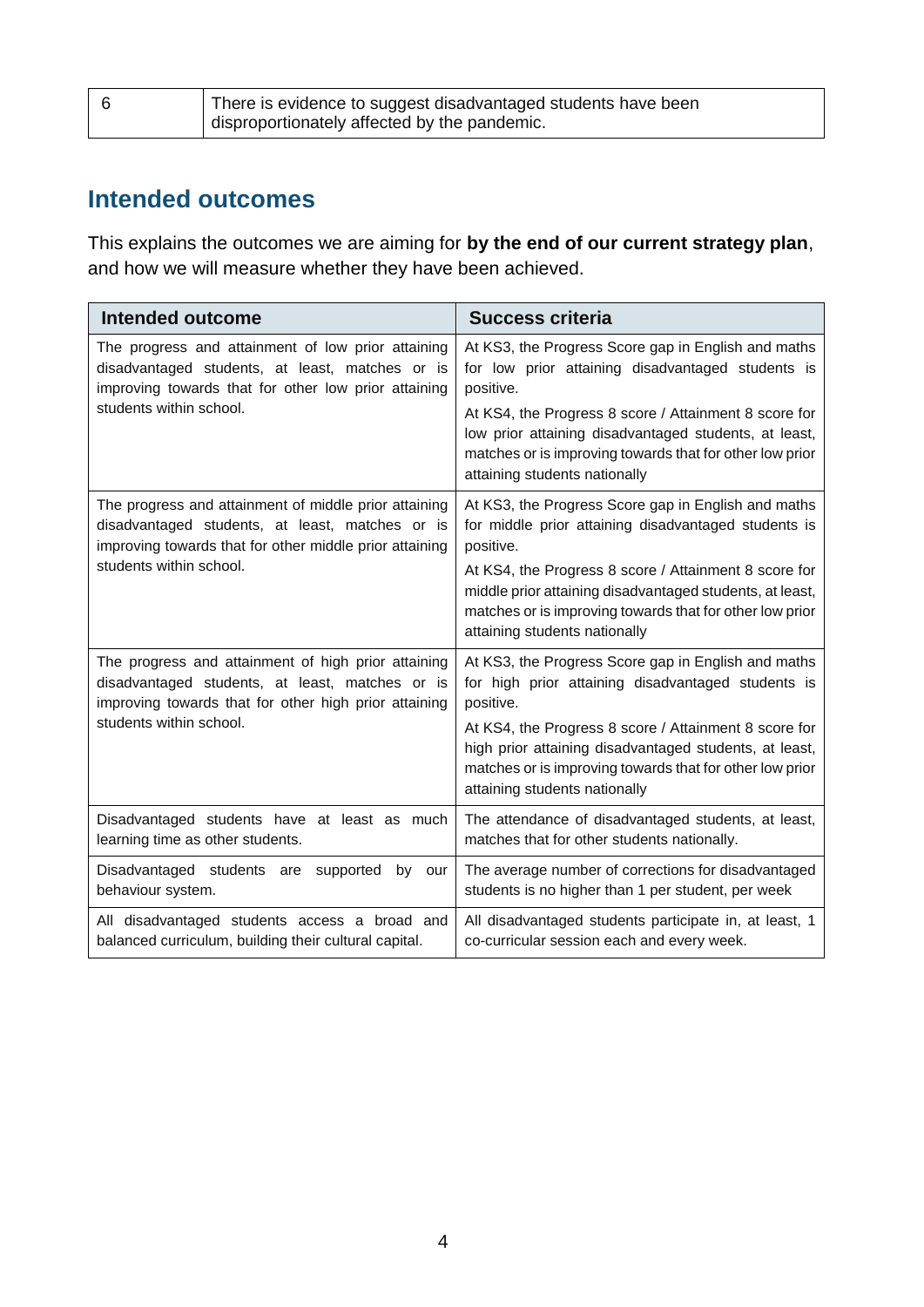| 6 | There is evidence to suggest disadvantaged students have been disproportionately affected by the pandemic. |
|---|---|

## Intended outcomes

This explains the outcomes we are aiming for **by the end of our current strategy plan**, and how we will measure whether they have been achieved.

| Intended outcome | Success criteria |
|---|---|
| The progress and attainment of low prior attaining disadvantaged students, at least, matches or is improving towards that for other low prior attaining students within school. | At KS3, the Progress Score gap in English and maths for low prior attaining disadvantaged students is positive.<br><br>At KS4, the Progress 8 score / Attainment 8 score for low prior attaining disadvantaged students, at least, matches or is improving towards that for other low prior attaining students nationally |
| The progress and attainment of middle prior attaining disadvantaged students, at least, matches or is improving towards that for other middle prior attaining students within school. | At KS3, the Progress Score gap in English and maths for middle prior attaining disadvantaged students is positive.<br><br>At KS4, the Progress 8 score / Attainment 8 score for middle prior attaining disadvantaged students, at least, matches or is improving towards that for other low prior attaining students nationally |
| The progress and attainment of high prior attaining disadvantaged students, at least, matches or is improving towards that for other high prior attaining students within school. | At KS3, the Progress Score gap in English and maths for high prior attaining disadvantaged students is positive.<br><br>At KS4, the Progress 8 score / Attainment 8 score for high prior attaining disadvantaged students, at least, matches or is improving towards that for other low prior attaining students nationally |
| Disadvantaged students have at least as much learning time as other students. | The attendance of disadvantaged students, at least, matches that for other students nationally. |
| Disadvantaged students are supported by our behaviour system. | The average number of corrections for disadvantaged students is no higher than 1 per student, per week |
| All disadvantaged students access a broad and balanced curriculum, building their cultural capital. | All disadvantaged students participate in, at least, 1 co-curricular session each and every week. |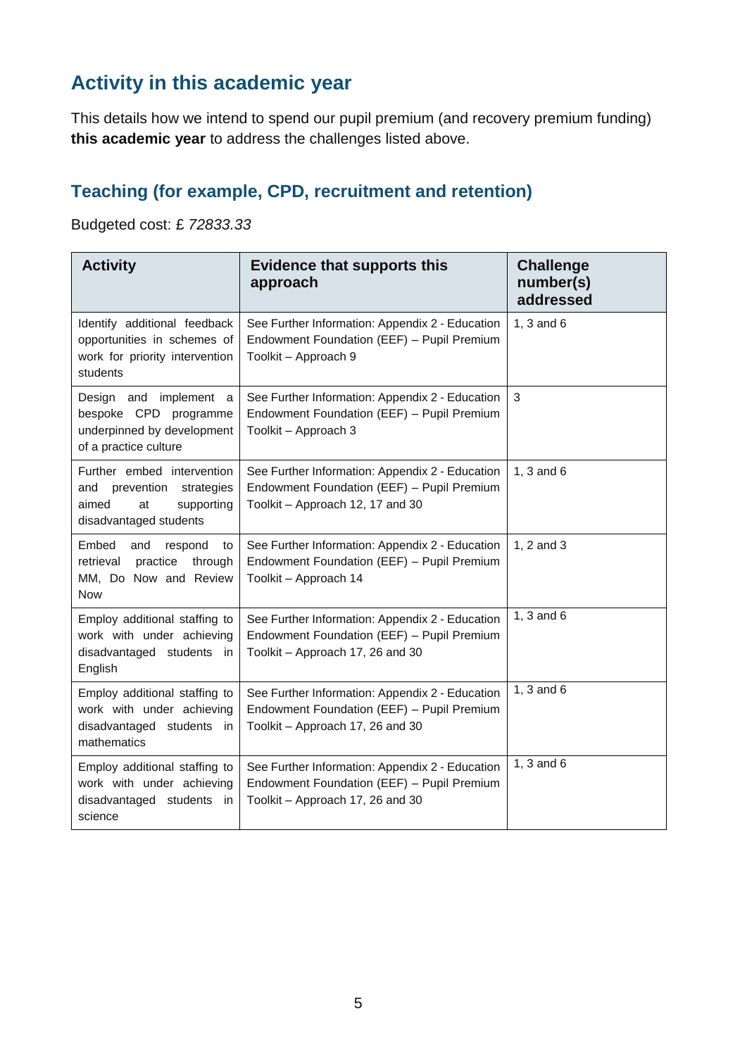## Activity in this academic year

This details how we intend to spend our pupil premium (and recovery premium funding) **this academic year** to address the challenges listed above.

### Teaching (for example, CPD, recruitment and retention)

Budgeted cost: £ *72833.33*

| Activity | Evidence that supports this approach | Challenge number(s) addressed |
|---|---|---|
| Identify additional feedback opportunities in schemes of work for priority intervention students | See Further Information: Appendix 2 - Education Endowment Foundation (EEF) – Pupil Premium Toolkit – Approach 9 | 1, 3 and 6 |
| Design and implement a bespoke CPD programme underpinned by development of a practice culture | See Further Information: Appendix 2 - Education Endowment Foundation (EEF) – Pupil Premium Toolkit – Approach 3 | 3 |
| Further embed intervention and prevention strategies aimed at supporting disadvantaged students | See Further Information: Appendix 2 - Education Endowment Foundation (EEF) – Pupil Premium Toolkit – Approach 12, 17 and 30 | 1, 3 and 6 |
| Embed and respond to retrieval practice through MM, Do Now and Review Now | See Further Information: Appendix 2 - Education Endowment Foundation (EEF) – Pupil Premium Toolkit – Approach 14 | 1, 2 and 3 |
| Employ additional staffing to work with under achieving disadvantaged students in English | See Further Information: Appendix 2 - Education Endowment Foundation (EEF) – Pupil Premium Toolkit – Approach 17, 26 and 30 | 1, 3 and 6 |
| Employ additional staffing to work with under achieving disadvantaged students in mathematics | See Further Information: Appendix 2 - Education Endowment Foundation (EEF) – Pupil Premium Toolkit – Approach 17, 26 and 30 | 1, 3 and 6 |
| Employ additional staffing to work with under achieving disadvantaged students in science | See Further Information: Appendix 2 - Education Endowment Foundation (EEF) – Pupil Premium Toolkit – Approach 17, 26 and 30 | 1, 3 and 6 |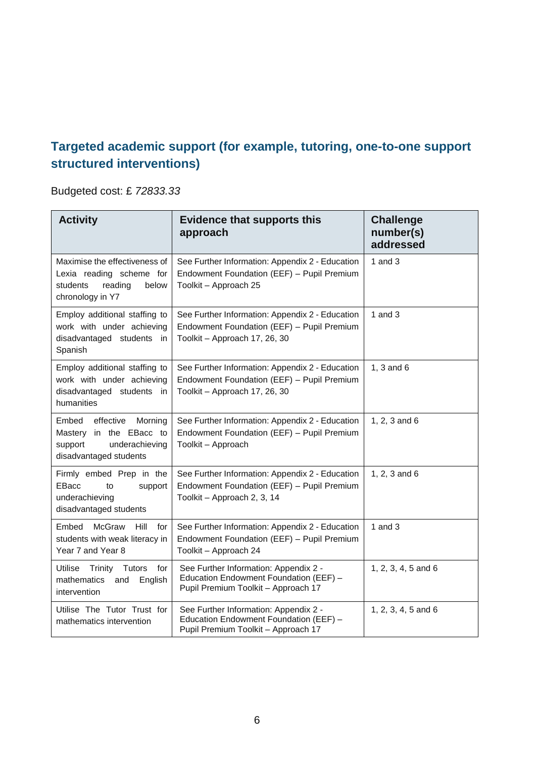## Targeted academic support (for example, tutoring, one-to-one support structured interventions)

Budgeted cost: £ *72833.33*

| Activity | Evidence that supports this approach | Challenge number(s) addressed |
|---|---|---|
| Maximise the effectiveness of Lexia reading scheme for students reading below chronology in Y7 | See Further Information: Appendix 2 - Education Endowment Foundation (EEF) – Pupil Premium Toolkit – Approach 25 | 1 and 3 |
| Employ additional staffing to work with under achieving disadvantaged students in Spanish | See Further Information: Appendix 2 - Education Endowment Foundation (EEF) – Pupil Premium Toolkit – Approach 17, 26, 30 | 1 and 3 |
| Employ additional staffing to work with under achieving disadvantaged students in humanities | See Further Information: Appendix 2 - Education Endowment Foundation (EEF) – Pupil Premium Toolkit – Approach 17, 26, 30 | 1, 3 and 6 |
| Embed effective Morning Mastery in the EBacc to support underachieving disadvantaged students | See Further Information: Appendix 2 - Education Endowment Foundation (EEF) – Pupil Premium Toolkit – Approach | 1, 2, 3 and 6 |
| Firmly embed Prep in the EBacc to support underachieving disadvantaged students | See Further Information: Appendix 2 - Education Endowment Foundation (EEF) – Pupil Premium Toolkit – Approach 2, 3, 14 | 1, 2, 3 and 6 |
| Embed McGraw Hill for students with weak literacy in Year 7 and Year 8 | See Further Information: Appendix 2 - Education Endowment Foundation (EEF) – Pupil Premium Toolkit – Approach 24 | 1 and 3 |
| Utilise Trinity Tutors for mathematics and English intervention | See Further Information: Appendix 2 - Education Endowment Foundation (EEF) – Pupil Premium Toolkit – Approach 17 | 1, 2, 3, 4, 5 and 6 |
| Utilise The Tutor Trust for mathematics intervention | See Further Information: Appendix 2 - Education Endowment Foundation (EEF) – Pupil Premium Toolkit – Approach 17 | 1, 2, 3, 4, 5 and 6 |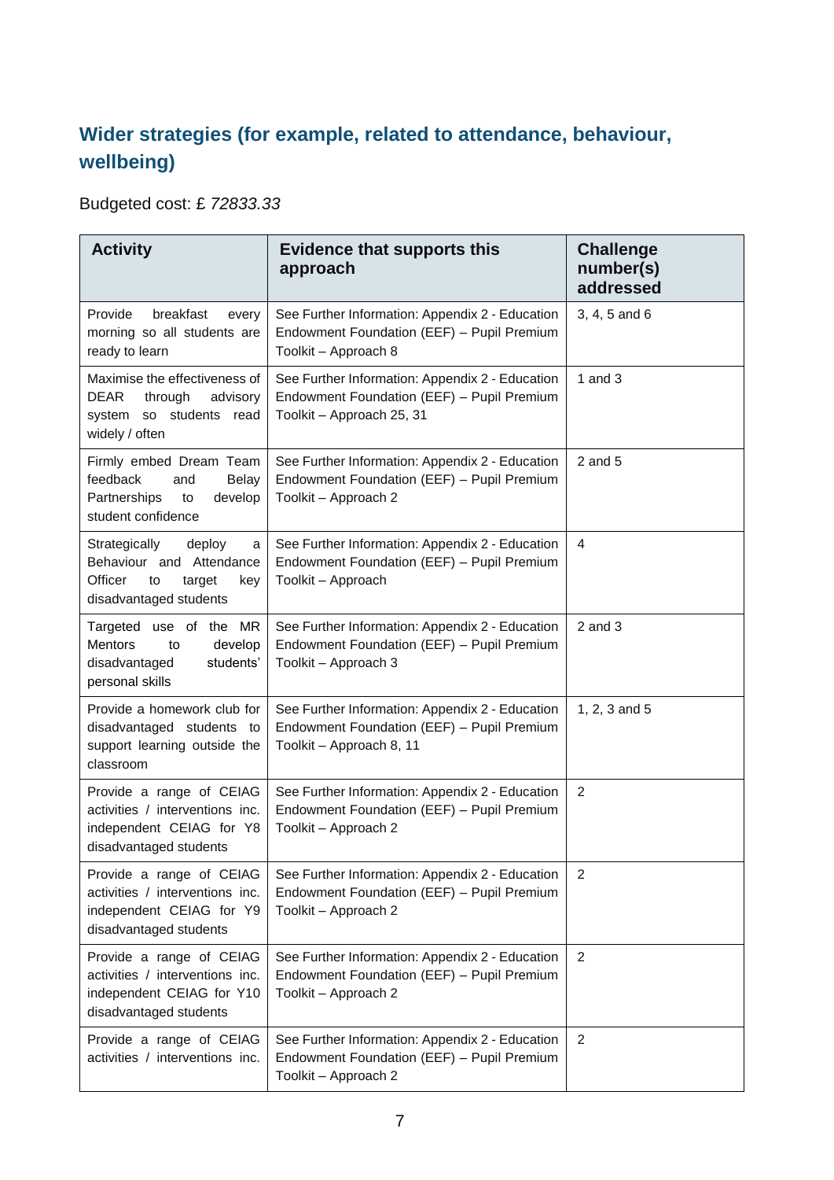## Wider strategies (for example, related to attendance, behaviour, wellbeing)

Budgeted cost: £ *72833.33*

| Activity | Evidence that supports this approach | Challenge number(s) addressed |
|---|---|---|
| Provide breakfast every morning so all students are ready to learn | See Further Information: Appendix 2 - Education Endowment Foundation (EEF) – Pupil Premium Toolkit – Approach 8 | 3, 4, 5 and 6 |
| Maximise the effectiveness of DEAR through advisory system so students read widely / often | See Further Information: Appendix 2 - Education Endowment Foundation (EEF) – Pupil Premium Toolkit – Approach 25, 31 | 1 and 3 |
| Firmly embed Dream Team feedback and Belay Partnerships to develop student confidence | See Further Information: Appendix 2 - Education Endowment Foundation (EEF) – Pupil Premium Toolkit – Approach 2 | 2 and 5 |
| Strategically deploy a Behaviour and Attendance Officer to target key disadvantaged students | See Further Information: Appendix 2 - Education Endowment Foundation (EEF) – Pupil Premium Toolkit – Approach | 4 |
| Targeted use of the MR Mentors to develop disadvantaged students' personal skills | See Further Information: Appendix 2 - Education Endowment Foundation (EEF) – Pupil Premium Toolkit – Approach 3 | 2 and 3 |
| Provide a homework club for disadvantaged students to support learning outside the classroom | See Further Information: Appendix 2 - Education Endowment Foundation (EEF) – Pupil Premium Toolkit – Approach 8, 11 | 1, 2, 3 and 5 |
| Provide a range of CEIAG activities / interventions inc. independent CEIAG for Y8 disadvantaged students | See Further Information: Appendix 2 - Education Endowment Foundation (EEF) – Pupil Premium Toolkit – Approach 2 | 2 |
| Provide a range of CEIAG activities / interventions inc. independent CEIAG for Y9 disadvantaged students | See Further Information: Appendix 2 - Education Endowment Foundation (EEF) – Pupil Premium Toolkit – Approach 2 | 2 |
| Provide a range of CEIAG activities / interventions inc. independent CEIAG for Y10 disadvantaged students | See Further Information: Appendix 2 - Education Endowment Foundation (EEF) – Pupil Premium Toolkit – Approach 2 | 2 |
| Provide a range of CEIAG activities / interventions inc. | See Further Information: Appendix 2 - Education Endowment Foundation (EEF) – Pupil Premium Toolkit – Approach 2 | 2 |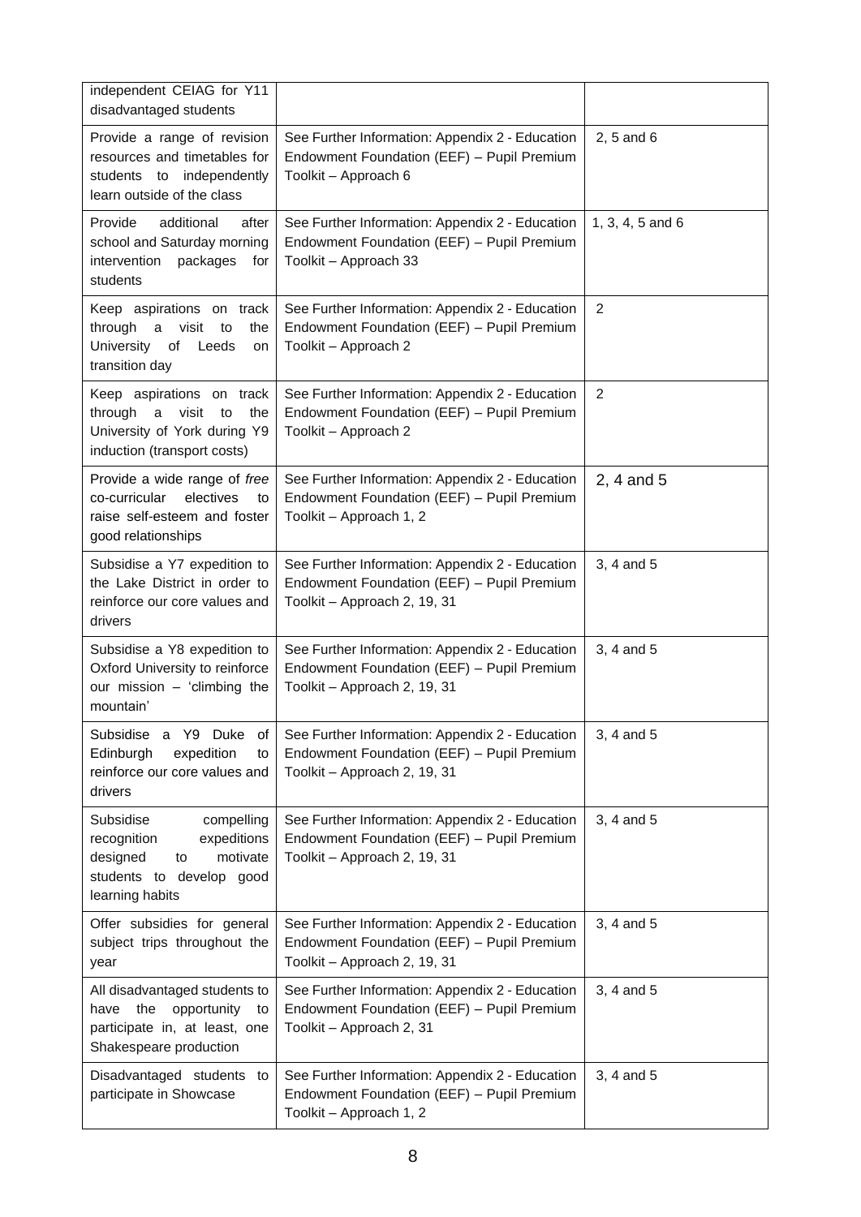| | | |
|---|---|---|
| independent CEIAG for Y11 disadvantaged students | | |
| Provide a range of revision resources and timetables for students to independently learn outside of the class | See Further Information: Appendix 2 - Education Endowment Foundation (EEF) – Pupil Premium Toolkit – Approach 6 | 2, 5 and 6 |
| Provide additional after school and Saturday morning intervention packages for students | See Further Information: Appendix 2 - Education Endowment Foundation (EEF) – Pupil Premium Toolkit – Approach 33 | 1, 3, 4, 5 and 6 |
| Keep aspirations on track through a visit to the University of Leeds on transition day | See Further Information: Appendix 2 - Education Endowment Foundation (EEF) – Pupil Premium Toolkit – Approach 2 | 2 |
| Keep aspirations on track through a visit to the University of York during Y9 induction (transport costs) | See Further Information: Appendix 2 - Education Endowment Foundation (EEF) – Pupil Premium Toolkit – Approach 2 | 2 |
| Provide a wide range of *free* co-curricular electives to raise self-esteem and foster good relationships | See Further Information: Appendix 2 - Education Endowment Foundation (EEF) – Pupil Premium Toolkit – Approach 1, 2 | 2, 4 and 5 |
| Subsidise a Y7 expedition to the Lake District in order to reinforce our core values and drivers | See Further Information: Appendix 2 - Education Endowment Foundation (EEF) – Pupil Premium Toolkit – Approach 2, 19, 31 | 3, 4 and 5 |
| Subsidise a Y8 expedition to Oxford University to reinforce our mission – 'climbing the mountain' | See Further Information: Appendix 2 - Education Endowment Foundation (EEF) – Pupil Premium Toolkit – Approach 2, 19, 31 | 3, 4 and 5 |
| Subsidise a Y9 Duke of Edinburgh expedition to reinforce our core values and drivers | See Further Information: Appendix 2 - Education Endowment Foundation (EEF) – Pupil Premium Toolkit – Approach 2, 19, 31 | 3, 4 and 5 |
| Subsidise compelling recognition expeditions designed to motivate students to develop good learning habits | See Further Information: Appendix 2 - Education Endowment Foundation (EEF) – Pupil Premium Toolkit – Approach 2, 19, 31 | 3, 4 and 5 |
| Offer subsidies for general subject trips throughout the year | See Further Information: Appendix 2 - Education Endowment Foundation (EEF) – Pupil Premium Toolkit – Approach 2, 19, 31 | 3, 4 and 5 |
| All disadvantaged students to have the opportunity to participate in, at least, one Shakespeare production | See Further Information: Appendix 2 - Education Endowment Foundation (EEF) – Pupil Premium Toolkit – Approach 2, 31 | 3, 4 and 5 |
| Disadvantaged students to participate in Showcase | See Further Information: Appendix 2 - Education Endowment Foundation (EEF) – Pupil Premium Toolkit – Approach 1, 2 | 3, 4 and 5 |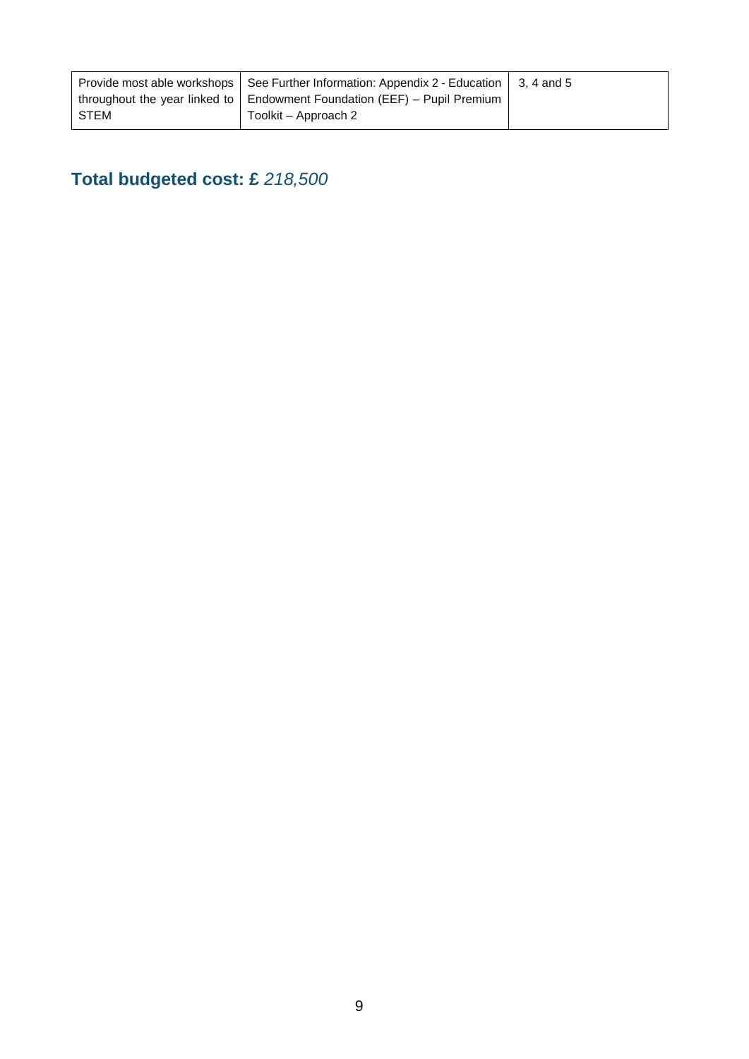| | | |
|---|---|---|
| Provide most able workshops throughout the year linked to STEM | See Further Information: Appendix 2 - Education Endowment Foundation (EEF) – Pupil Premium Toolkit – Approach 2 | 3, 4 and 5 |

## Total budgeted cost: £ *218,500*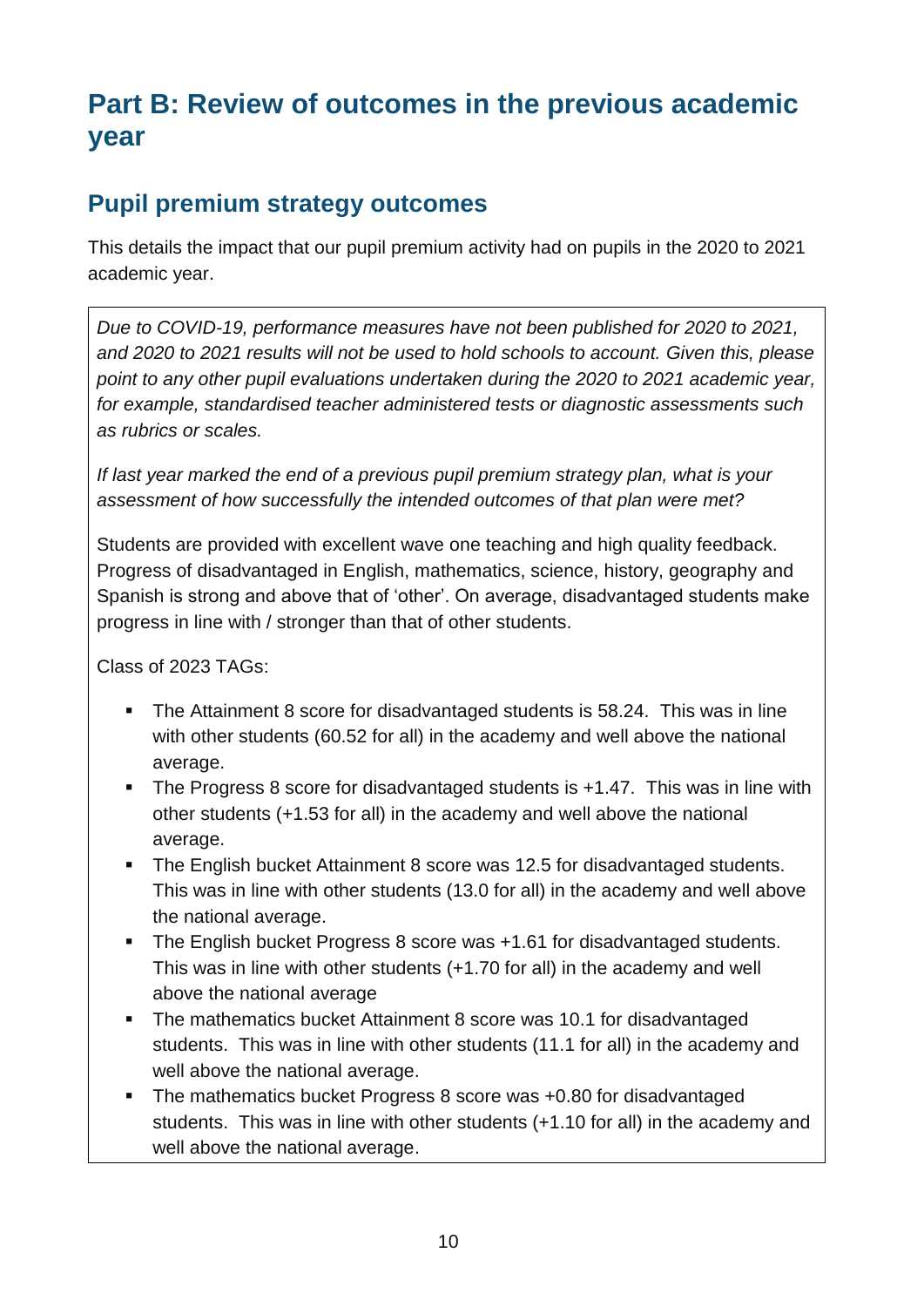# Part B: Review of outcomes in the previous academic year

## Pupil premium strategy outcomes

This details the impact that our pupil premium activity had on pupils in the 2020 to 2021 academic year.

*Due to COVID-19, performance measures have not been published for 2020 to 2021, and 2020 to 2021 results will not be used to hold schools to account. Given this, please point to any other pupil evaluations undertaken during the 2020 to 2021 academic year, for example, standardised teacher administered tests or diagnostic assessments such as rubrics or scales.*

*If last year marked the end of a previous pupil premium strategy plan, what is your assessment of how successfully the intended outcomes of that plan were met?*

Students are provided with excellent wave one teaching and high quality feedback. Progress of disadvantaged in English, mathematics, science, history, geography and Spanish is strong and above that of 'other'. On average, disadvantaged students make progress in line with / stronger than that of other students.

Class of 2023 TAGs:

- The Attainment 8 score for disadvantaged students is 58.24. This was in line with other students (60.52 for all) in the academy and well above the national average.
- The Progress 8 score for disadvantaged students is +1.47. This was in line with other students (+1.53 for all) in the academy and well above the national average.
- The English bucket Attainment 8 score was 12.5 for disadvantaged students. This was in line with other students (13.0 for all) in the academy and well above the national average.
- The English bucket Progress 8 score was +1.61 for disadvantaged students. This was in line with other students (+1.70 for all) in the academy and well above the national average
- The mathematics bucket Attainment 8 score was 10.1 for disadvantaged students. This was in line with other students (11.1 for all) in the academy and well above the national average.
- The mathematics bucket Progress 8 score was +0.80 for disadvantaged students. This was in line with other students (+1.10 for all) in the academy and well above the national average.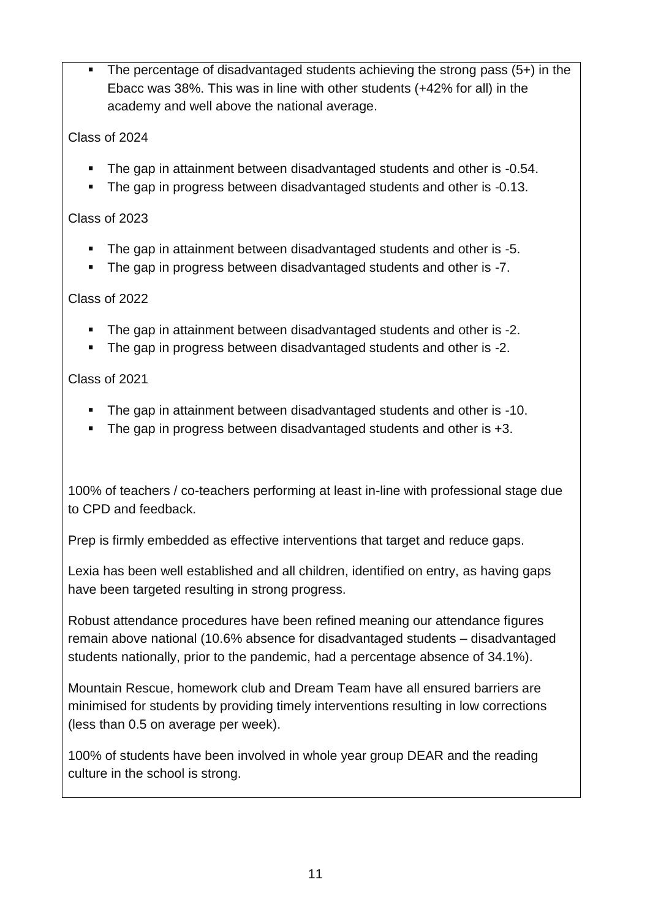- The percentage of disadvantaged students achieving the strong pass (5+) in the Ebacc was 38%. This was in line with other students (+42% for all) in the academy and well above the national average.

Class of 2024

- The gap in attainment between disadvantaged students and other is -0.54.
- The gap in progress between disadvantaged students and other is -0.13.

Class of 2023

- The gap in attainment between disadvantaged students and other is -5.
- The gap in progress between disadvantaged students and other is -7.

Class of 2022

- The gap in attainment between disadvantaged students and other is -2.
- The gap in progress between disadvantaged students and other is -2.

Class of 2021

- The gap in attainment between disadvantaged students and other is -10.
- The gap in progress between disadvantaged students and other is +3.

100% of teachers / co-teachers performing at least in-line with professional stage due to CPD and feedback.

Prep is firmly embedded as effective interventions that target and reduce gaps.

Lexia has been well established and all children, identified on entry, as having gaps have been targeted resulting in strong progress.

Robust attendance procedures have been refined meaning our attendance figures remain above national (10.6% absence for disadvantaged students – disadvantaged students nationally, prior to the pandemic, had a percentage absence of 34.1%).

Mountain Rescue, homework club and Dream Team have all ensured barriers are minimised for students by providing timely interventions resulting in low corrections (less than 0.5 on average per week).

100% of students have been involved in whole year group DEAR and the reading culture in the school is strong.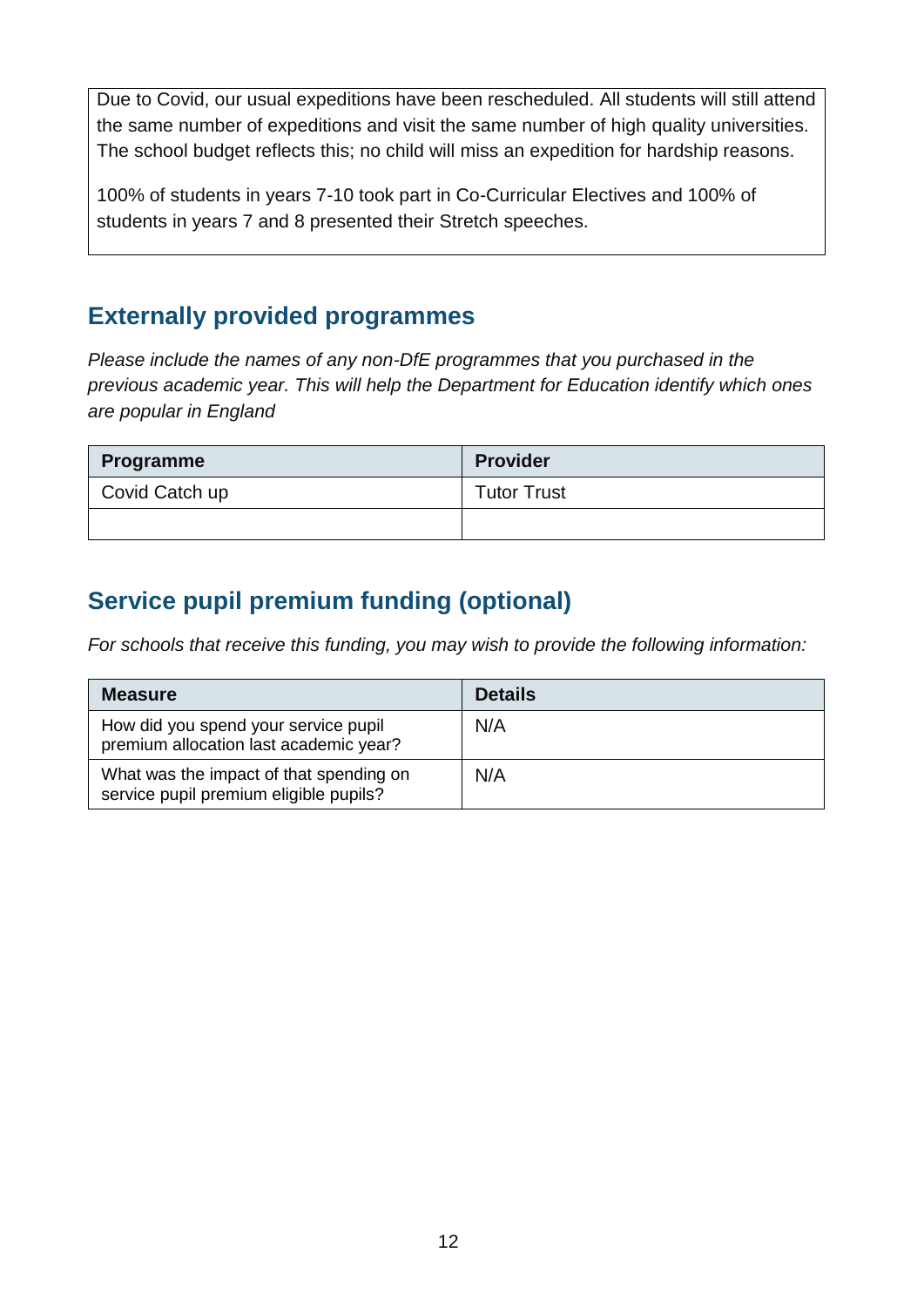| Due to Covid, our usual expeditions have been rescheduled. All students will still attend the same number of expeditions and visit the same number of high quality universities. The school budget reflects this; no child will miss an expedition for hardship reasons.<br><br>100% of students in years 7-10 took part in Co-Curricular Electives and 100% of students in years 7 and 8 presented their Stretch speeches. |
|---|

## Externally provided programmes

*Please include the names of any non-DfE programmes that you purchased in the previous academic year. This will help the Department for Education identify which ones are popular in England*

| Programme | Provider |
|---|---|
| Covid Catch up | Tutor Trust |
| | |

## Service pupil premium funding (optional)

*For schools that receive this funding, you may wish to provide the following information:*

| Measure | Details |
|---|---|
| How did you spend your service pupil premium allocation last academic year? | N/A |
| What was the impact of that spending on service pupil premium eligible pupils? | N/A |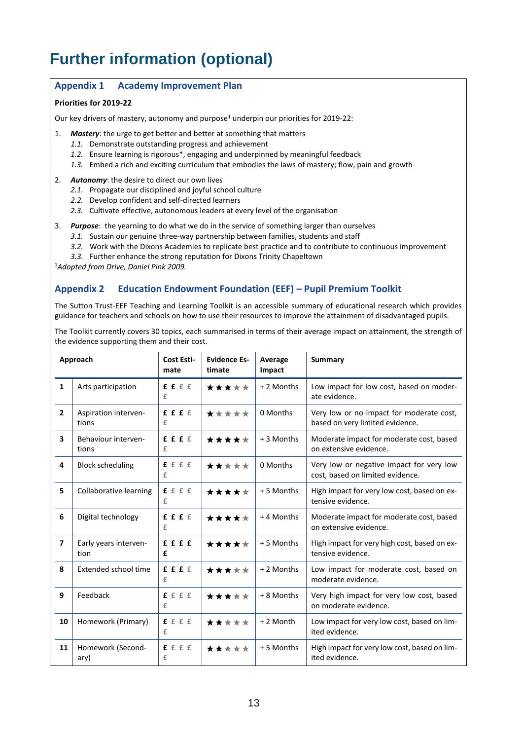# Further information (optional)

## Appendix 1 Academy Improvement Plan

**Priorities for 2019-22**

Our key drivers of mastery, autonomy and purpose[1] underpin our priorities for 2019-22:

1. ***Mastery***: the urge to get better and better at something that matters
   - *1.1.* Demonstrate outstanding progress and achievement
   - *1.2.* Ensure learning is rigorous*, engaging and underpinned by meaningful feedback
   - *1.3.* Embed a rich and exciting curriculum that embodies the laws of mastery; flow, pain and growth
2. ***Autonomy***: the desire to direct our own lives
   - *2.1.* Propagate our disciplined and joyful school culture
   - *2.2.* Develop confident and self-directed learners
   - *2.3.* Cultivate effective, autonomous leaders at every level of the organisation
3. ***Purpose***: the yearning to do what we do in the service of something larger than ourselves
   - *3.1.* Sustain our genuine three-way partnership between families, students and staff
   - *3.2.* Work with the Dixons Academies to replicate best practice and to contribute to continuous improvement
   - *3.3.* Further enhance the strong reputation for Dixons Trinity Chapeltown

[1]*Adopted from Drive, Daniel Pink 2009.*

## Appendix 2 Education Endowment Foundation (EEF) – Pupil Premium Toolkit

The Sutton Trust-EEF Teaching and Learning Toolkit is an accessible summary of educational research which provides guidance for teachers and schools on how to use their resources to improve the attainment of disadvantaged pupils.

The Toolkit currently covers 30 topics, each summarised in terms of their average impact on attainment, the strength of the evidence supporting them and their cost.

| | Approach | Cost Estimate | Evidence Estimate | Average Impact | Summary |
|---|---|---|---|---|---|
| 1 | Arts participation | ££ | ★★★ | + 2 Months | Low impact for low cost, based on moderate evidence. |
| 2 | Aspiration interventions | £££ | ★ | 0 Months | Very low or no impact for moderate cost, based on very limited evidence. |
| 3 | Behaviour interventions | £££ | ★★★★ | + 3 Months | Moderate impact for moderate cost, based on extensive evidence. |
| 4 | Block scheduling | £ | ★★ | 0 Months | Very low or negative impact for very low cost, based on limited evidence. |
| 5 | Collaborative learning | £ | ★★★★ | + 5 Months | High impact for very low cost, based on extensive evidence. |
| 6 | Digital technology | £££ | ★★★★ | + 4 Months | Moderate impact for moderate cost, based on extensive evidence. |
| 7 | Early years intervention | £££££ | ★★★★ | + 5 Months | High impact for very high cost, based on extensive evidence. |
| 8 | Extended school time | £££ | ★★★ | + 2 Months | Low impact for moderate cost, based on moderate evidence. |
| 9 | Feedback | £ | ★★★ | + 8 Months | Very high impact for very low cost, based on moderate evidence. |
| 10 | Homework (Primary) | £ | ★★ | + 2 Month | Low impact for very low cost, based on limited evidence. |
| 11 | Homework (Secondary) | £ | ★★ | + 5 Months | High impact for very low cost, based on limited evidence. |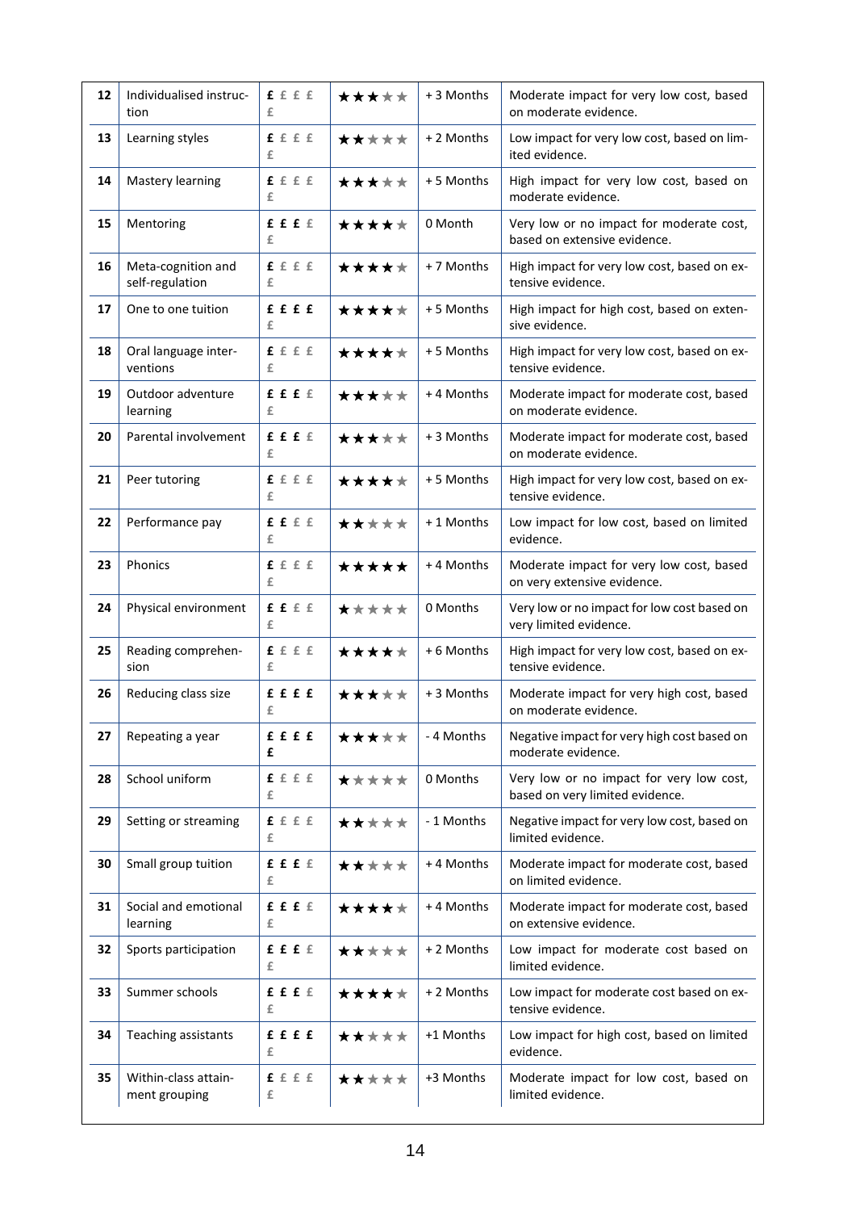| | | | | | |
|---|---|---|---|---|---|
| 12 | Individualised instruction | **£** £ £ £ £ | ★★★☆☆ | + 3 Months | Moderate impact for very low cost, based on moderate evidence. |
| 13 | Learning styles | **£** £ £ £ £ | ★★☆☆☆ | + 2 Months | Low impact for very low cost, based on limited evidence. |
| 14 | Mastery learning | **£** £ £ £ £ | ★★★☆☆ | + 5 Months | High impact for very low cost, based on moderate evidence. |
| 15 | Mentoring | **£ £ £** £ £ | ★★★★☆ | 0 Month | Very low or no impact for moderate cost, based on extensive evidence. |
| 16 | Meta-cognition and self-regulation | **£** £ £ £ £ | ★★★★☆ | + 7 Months | High impact for very low cost, based on extensive evidence. |
| 17 | One to one tuition | **£ £ £ £** £ | ★★★★☆ | + 5 Months | High impact for high cost, based on extensive evidence. |
| 18 | Oral language interventions | **£** £ £ £ £ | ★★★★☆ | + 5 Months | High impact for very low cost, based on extensive evidence. |
| 19 | Outdoor adventure learning | **£ £ £** £ £ | ★★★☆☆ | + 4 Months | Moderate impact for moderate cost, based on moderate evidence. |
| 20 | Parental involvement | **£ £ £** £ £ | ★★★☆☆ | + 3 Months | Moderate impact for moderate cost, based on moderate evidence. |
| 21 | Peer tutoring | **£** £ £ £ £ | ★★★★☆ | + 5 Months | High impact for very low cost, based on extensive evidence. |
| 22 | Performance pay | **£ £** £ £ £ | ★★☆☆☆ | + 1 Months | Low impact for low cost, based on limited evidence. |
| 23 | Phonics | **£** £ £ £ £ | ★★★★★ | + 4 Months | Moderate impact for very low cost, based on very extensive evidence. |
| 24 | Physical environment | **£ £** £ £ £ | ★☆☆☆☆ | 0 Months | Very low or no impact for low cost based on very limited evidence. |
| 25 | Reading comprehension | **£** £ £ £ £ | ★★★★☆ | + 6 Months | High impact for very low cost, based on extensive evidence. |
| 26 | Reducing class size | **£ £ £ £** £ | ★★★☆☆ | + 3 Months | Moderate impact for very high cost, based on moderate evidence. |
| 27 | Repeating a year | **£ £ £ £ £** | ★★★☆☆ | - 4 Months | Negative impact for very high cost based on moderate evidence. |
| 28 | School uniform | **£** £ £ £ £ | ★☆☆☆☆ | 0 Months | Very low or no impact for very low cost, based on very limited evidence. |
| 29 | Setting or streaming | **£** £ £ £ £ | ★★☆☆☆ | - 1 Months | Negative impact for very low cost, based on limited evidence. |
| 30 | Small group tuition | **£ £ £** £ £ | ★★☆☆☆ | + 4 Months | Moderate impact for moderate cost, based on limited evidence. |
| 31 | Social and emotional learning | **£ £ £** £ £ | ★★★★☆ | + 4 Months | Moderate impact for moderate cost, based on extensive evidence. |
| 32 | Sports participation | **£ £ £** £ £ | ★★☆☆☆ | + 2 Months | Low impact for moderate cost based on limited evidence. |
| 33 | Summer schools | **£ £ £** £ £ | ★★★★☆ | + 2 Months | Low impact for moderate cost based on extensive evidence. |
| 34 | Teaching assistants | **£ £ £ £** £ | ★★☆☆☆ | +1 Months | Low impact for high cost, based on limited evidence. |
| 35 | Within-class attainment grouping | **£** £ £ £ £ | ★★☆☆☆ | +3 Months | Moderate impact for low cost, based on limited evidence. |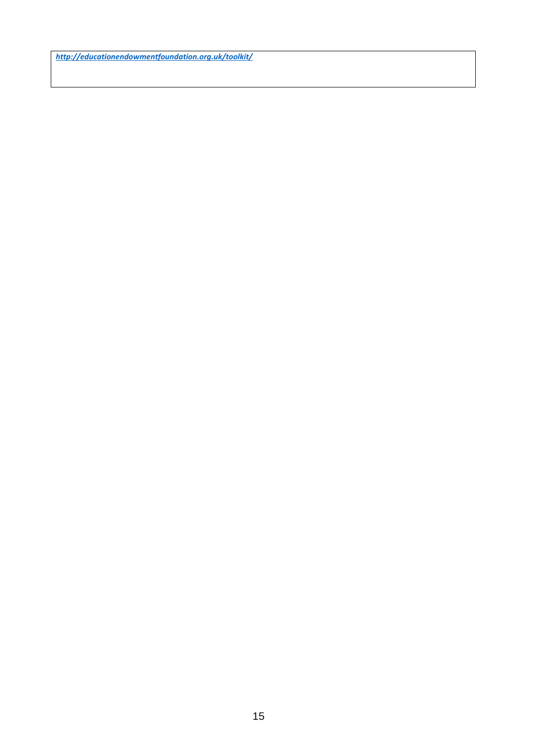| |
|---|
| ***http://educationendowmentfoundation.org.uk/toolkit/*** |